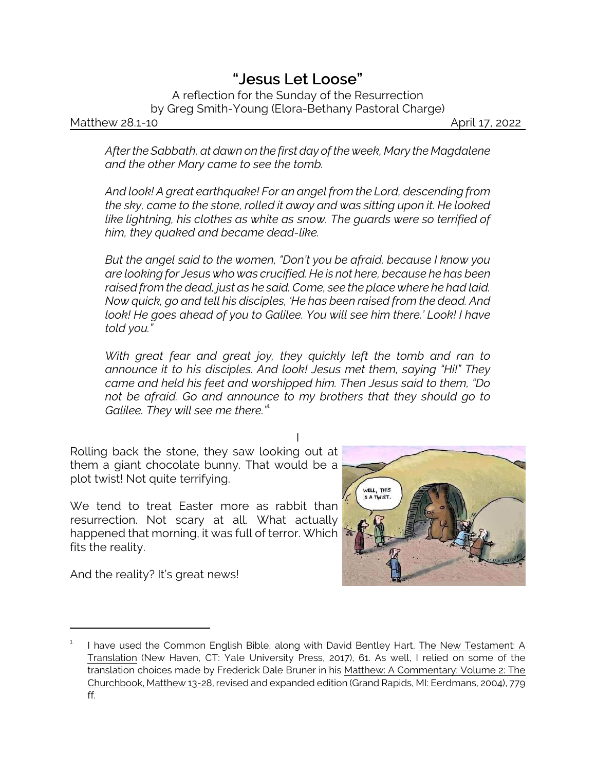# "Jesus Let Loose"

A reflection for the Sunday of the Resurrection
by Greg Smith-Young (Elora-Bethany Pastoral Charge)

Matthew 28.1-10 April 17, 2022

*After the Sabbath, at dawn on the first day of the week, Mary the Magdalene and the other Mary came to see the tomb.*

*And look! A great earthquake! For an angel from the Lord, descending from the sky, came to the stone, rolled it away and was sitting upon it. He looked like lightning, his clothes as white as snow. The guards were so terrified of him, they quaked and became dead-like.*

*But the angel said to the women, "Don't you be afraid, because I know you are looking for Jesus who was crucified. He is not here, because he has been raised from the dead, just as he said. Come, see the place where he had laid. Now quick, go and tell his disciples, 'He has been raised from the dead. And look! He goes ahead of you to Galilee. You will see him there.' Look! I have told you."*

*With great fear and great joy, they quickly left the tomb and ran to announce it to his disciples. And look! Jesus met them, saying "Hi!" They came and held his feet and worshipped him. Then Jesus said to them, "Do not be afraid. Go and announce to my brothers that they should go to Galilee. They will see me there."*[1]

I

Rolling back the stone, they saw looking out at them a giant chocolate bunny. That would be a plot twist! Not quite terrifying.

We tend to treat Easter more as rabbit than resurrection. Not scary at all. What actually happened that morning, it was full of terror. Which fits the reality.

And the reality? It's great news!

---

[1] I have used the Common English Bible, along with David Bentley Hart, The New Testament: A Translation (New Haven, CT: Yale University Press, 2017), 61. As well, I relied on some of the translation choices made by Frederick Dale Bruner in his Matthew: A Commentary: Volume 2: The Churchbook, Matthew 13-28, revised and expanded edition (Grand Rapids, MI: Eerdmans, 2004), 779 ff.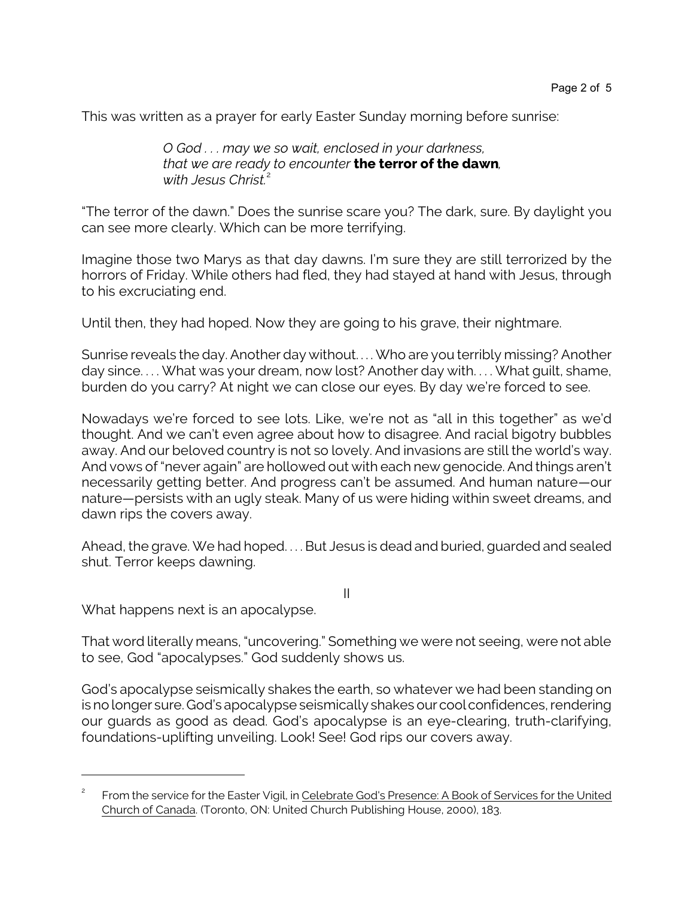This was written as a prayer for early Easter Sunday morning before sunrise:

> *O God . . . may we so wait, enclosed in your darkness,*
> *that we are ready to encounter* **the terror of the dawn***,*
> *with Jesus Christ.*[2]

"The terror of the dawn." Does the sunrise scare you? The dark, sure. By daylight you can see more clearly. Which can be more terrifying.

Imagine those two Marys as that day dawns. I'm sure they are still terrorized by the horrors of Friday. While others had fled, they had stayed at hand with Jesus, through to his excruciating end.

Until then, they had hoped. Now they are going to his grave, their nightmare.

Sunrise reveals the day. Another day without. . . . Who are you terribly missing? Another day since. . . . What was your dream, now lost? Another day with. . . . What guilt, shame, burden do you carry? At night we can close our eyes. By day we're forced to see.

Nowadays we're forced to see lots. Like, we're not as "all in this together" as we'd thought. And we can't even agree about how to disagree. And racial bigotry bubbles away. And our beloved country is not so lovely. And invasions are still the world's way. And vows of "never again" are hollowed out with each new genocide. And things aren't necessarily getting better. And progress can't be assumed. And human nature—our nature—persists with an ugly steak. Many of us were hiding within sweet dreams, and dawn rips the covers away.

Ahead, the grave. We had hoped. . . . But Jesus is dead and buried, guarded and sealed shut. Terror keeps dawning.

II

What happens next is an apocalypse.

That word literally means, "uncovering." Something we were not seeing, were not able to see, God "apocalypses." God suddenly shows us.

God's apocalypse seismically shakes the earth, so whatever we had been standing on is no longer sure. God's apocalypse seismically shakes our cool confidences, rendering our guards as good as dead. God's apocalypse is an eye-clearing, truth-clarifying, foundations-uplifting unveiling. Look! See! God rips our covers away.

---

[2] From the service for the Easter Vigil, in Celebrate God's Presence: A Book of Services for the United Church of Canada. (Toronto, ON: United Church Publishing House, 2000), 183.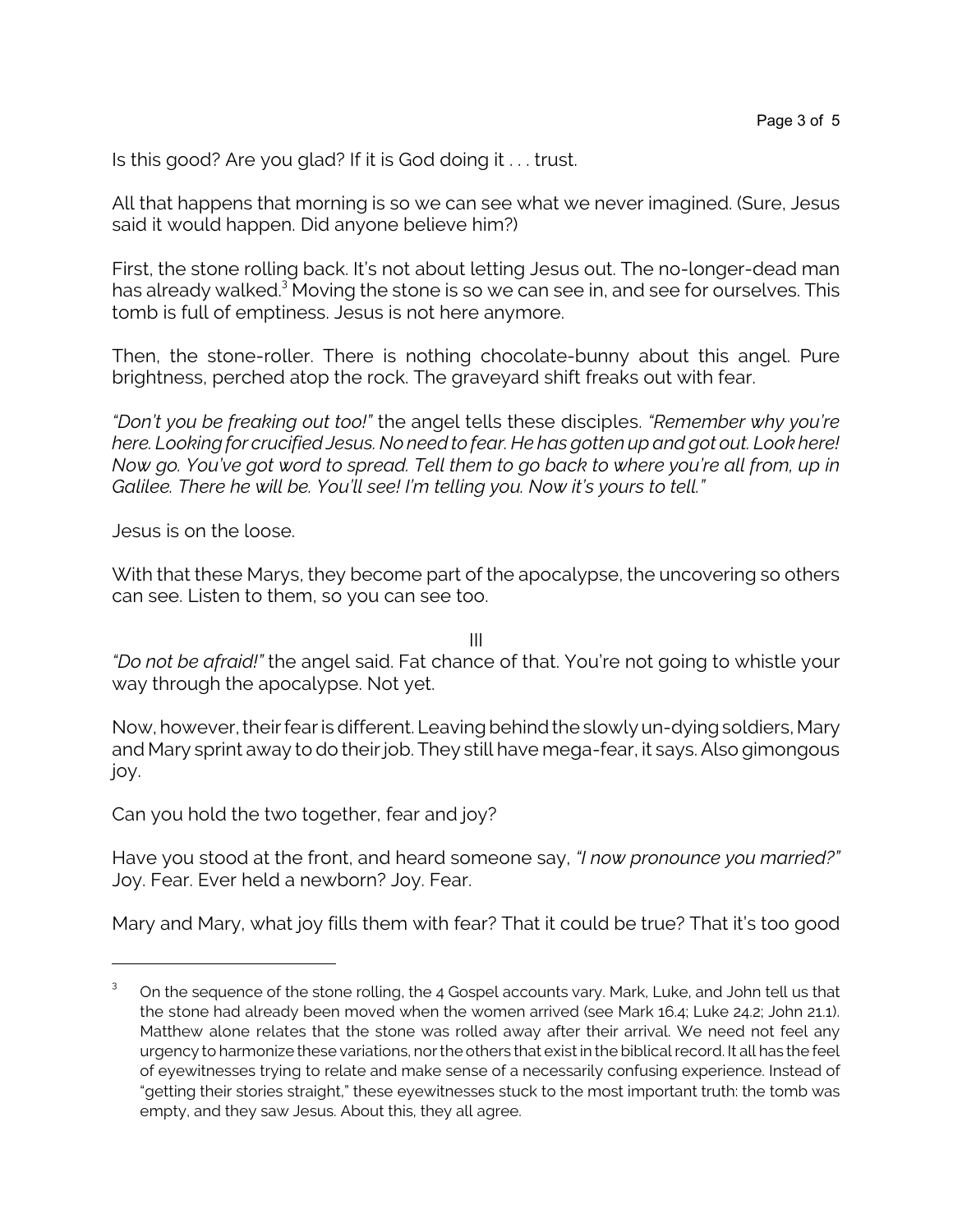Is this good? Are you glad? If it is God doing it . . . trust.

All that happens that morning is so we can see what we never imagined. (Sure, Jesus said it would happen. Did anyone believe him?)

First, the stone rolling back. It's not about letting Jesus out. The no-longer-dead man has already walked.[3] Moving the stone is so we can see in, and see for ourselves. This tomb is full of emptiness. Jesus is not here anymore.

Then, the stone-roller. There is nothing chocolate-bunny about this angel. Pure brightness, perched atop the rock. The graveyard shift freaks out with fear.

*"Don't you be freaking out too!"* the angel tells these disciples. *"Remember why you're here. Looking for crucified Jesus. No need to fear. He has gotten up and got out. Look here! Now go. You've got word to spread. Tell them to go back to where you're all from, up in Galilee. There he will be. You'll see! I'm telling you. Now it's yours to tell."*

Jesus is on the loose.

With that these Marys, they become part of the apocalypse, the uncovering so others can see. Listen to them, so you can see too.

III

*"Do not be afraid!"* the angel said. Fat chance of that. You're not going to whistle your way through the apocalypse. Not yet.

Now, however, their fear is different. Leaving behind the slowly un-dying soldiers, Mary and Mary sprint away to do their job. They still have mega-fear, it says. Also gimongous joy.

Can you hold the two together, fear and joy?

Have you stood at the front, and heard someone say, *"I now pronounce you married?"* Joy. Fear. Ever held a newborn? Joy. Fear.

Mary and Mary, what joy fills them with fear? That it could be true? That it's too good

---

[3] On the sequence of the stone rolling, the 4 Gospel accounts vary. Mark, Luke, and John tell us that the stone had already been moved when the women arrived (see Mark 16.4; Luke 24.2; John 21.1). Matthew alone relates that the stone was rolled away after their arrival. We need not feel any urgency to harmonize these variations, nor the others that exist in the biblical record. It all has the feel of eyewitnesses trying to relate and make sense of a necessarily confusing experience. Instead of "getting their stories straight," these eyewitnesses stuck to the most important truth: the tomb was empty, and they saw Jesus. About this, they all agree.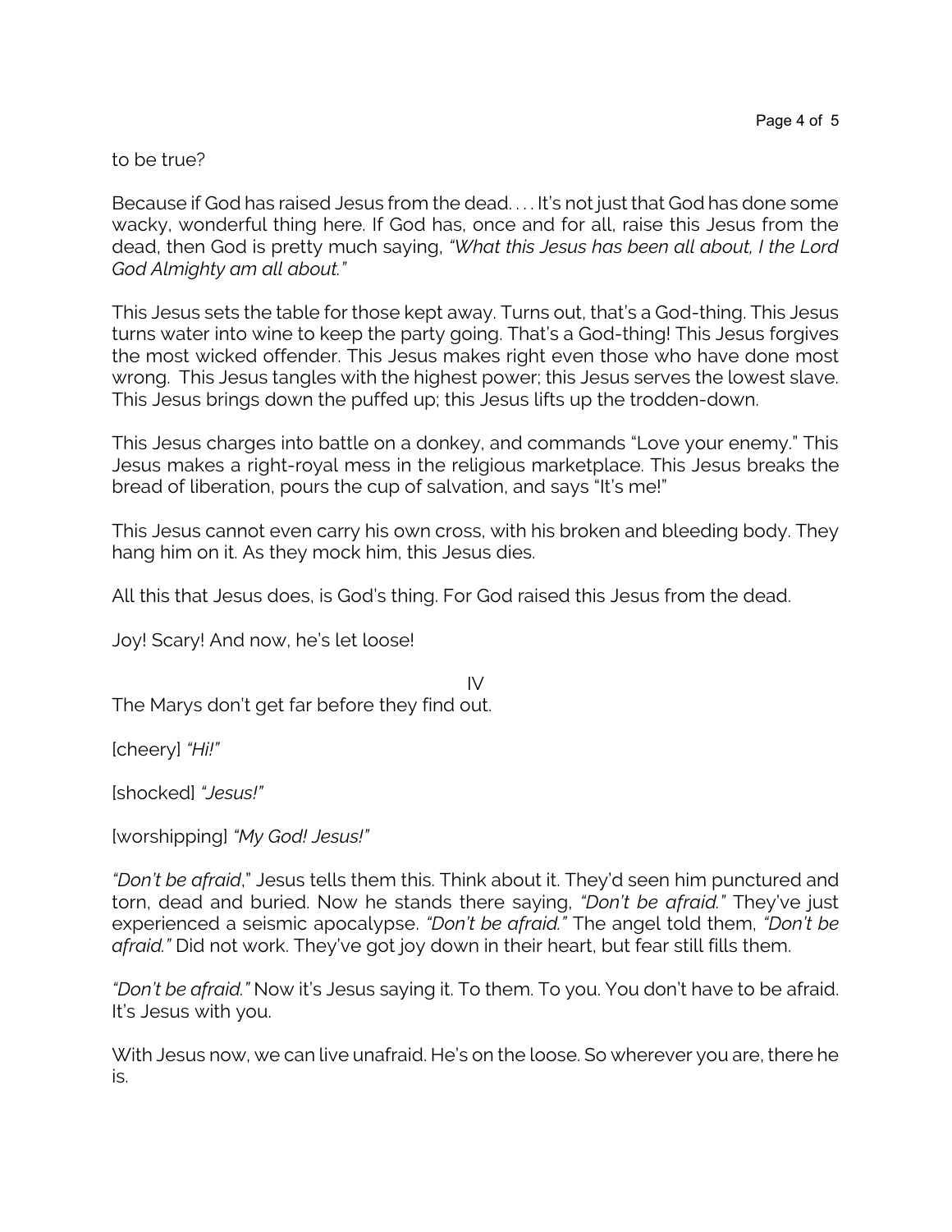to be true?

Because if God has raised Jesus from the dead. . . . It's not just that God has done some wacky, wonderful thing here. If God has, once and for all, raise this Jesus from the dead, then God is pretty much saying, *"What this Jesus has been all about, I the Lord God Almighty am all about."*

This Jesus sets the table for those kept away. Turns out, that's a God-thing. This Jesus turns water into wine to keep the party going. That's a God-thing! This Jesus forgives the most wicked offender. This Jesus makes right even those who have done most wrong. This Jesus tangles with the highest power; this Jesus serves the lowest slave. This Jesus brings down the puffed up; this Jesus lifts up the trodden-down.

This Jesus charges into battle on a donkey, and commands "Love your enemy." This Jesus makes a right-royal mess in the religious marketplace. This Jesus breaks the bread of liberation, pours the cup of salvation, and says "It's me!"

This Jesus cannot even carry his own cross, with his broken and bleeding body. They hang him on it. As they mock him, this Jesus dies.

All this that Jesus does, is God's thing. For God raised this Jesus from the dead.

Joy! Scary! And now, he's let loose!

IV

The Marys don't get far before they find out.

[cheery] *"Hi!"*

[shocked] *"Jesus!"*

[worshipping] *"My God! Jesus!"*

*"Don't be afraid*," Jesus tells them this. Think about it. They'd seen him punctured and torn, dead and buried. Now he stands there saying, *"Don't be afraid."* They've just experienced a seismic apocalypse. *"Don't be afraid."* The angel told them, *"Don't be afraid."* Did not work. They've got joy down in their heart, but fear still fills them.

*"Don't be afraid."* Now it's Jesus saying it. To them. To you. You don't have to be afraid. It's Jesus with you.

With Jesus now, we can live unafraid. He's on the loose. So wherever you are, there he is.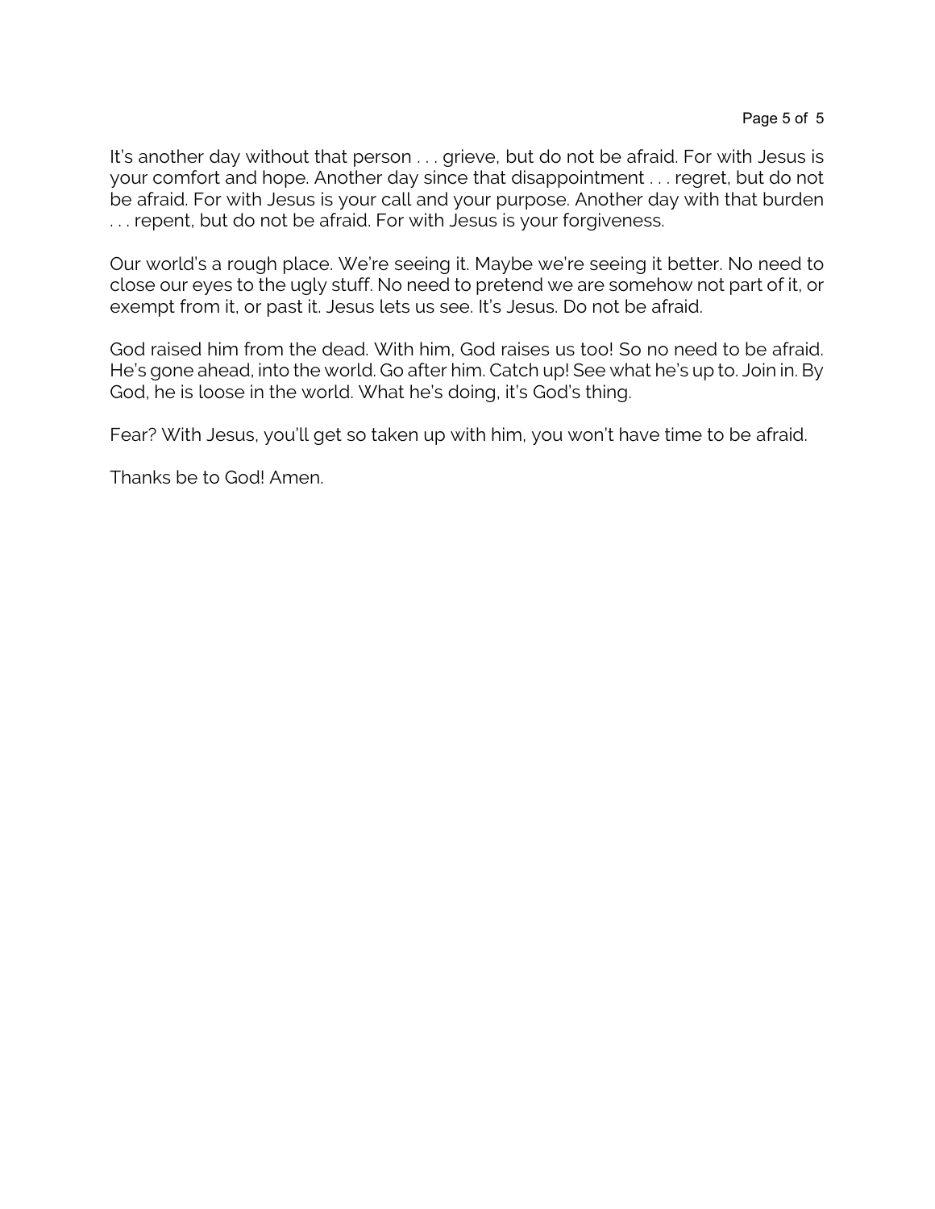It's another day without that person . . . grieve, but do not be afraid. For with Jesus is your comfort and hope. Another day since that disappointment . . . regret, but do not be afraid. For with Jesus is your call and your purpose. Another day with that burden . . . repent, but do not be afraid. For with Jesus is your forgiveness.

Our world's a rough place. We're seeing it. Maybe we're seeing it better. No need to close our eyes to the ugly stuff. No need to pretend we are somehow not part of it, or exempt from it, or past it. Jesus lets us see. It's Jesus. Do not be afraid.

God raised him from the dead. With him, God raises us too! So no need to be afraid. He's gone ahead, into the world. Go after him. Catch up! See what he's up to. Join in. By God, he is loose in the world. What he's doing, it's God's thing.

Fear? With Jesus, you'll get so taken up with him, you won't have time to be afraid.

Thanks be to God! Amen.